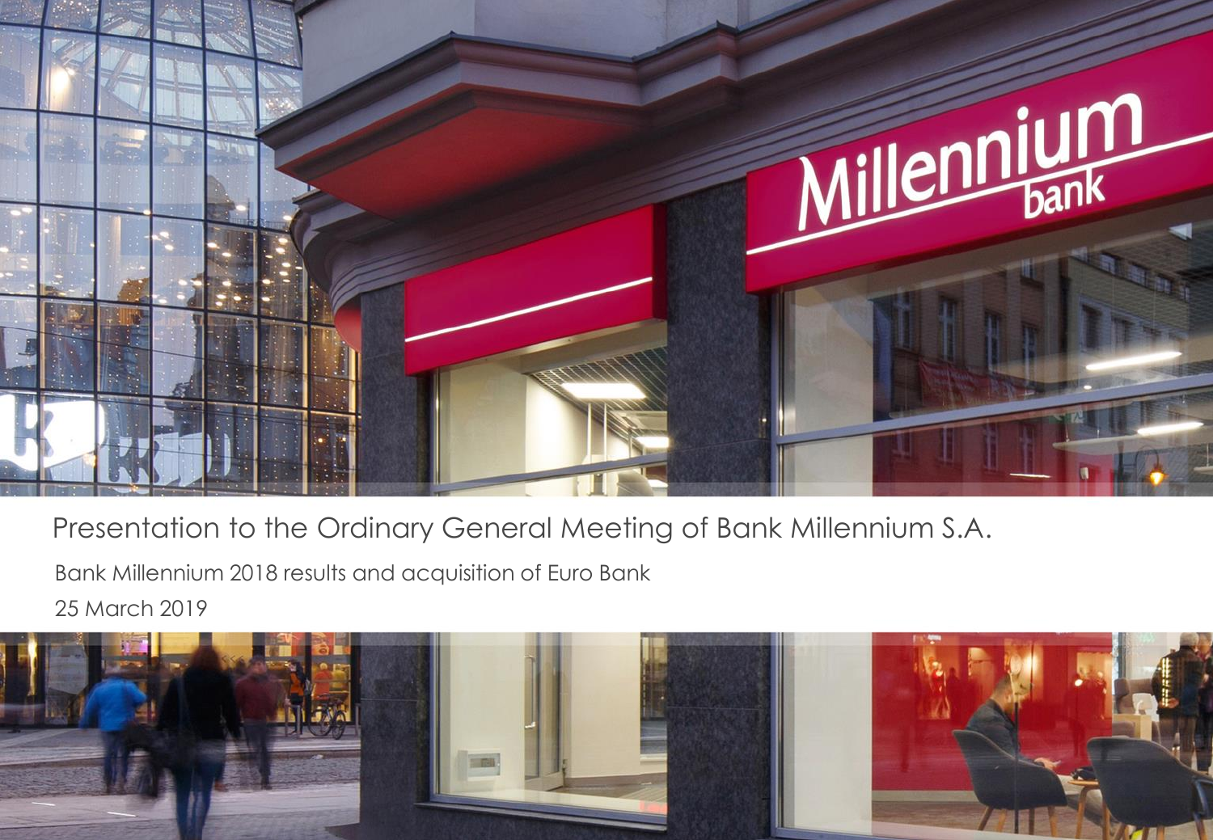# Presentation to the Ordinary General Meeting of Bank Millennium S.A.

Bank Millennium 2018 results and acquisition of Euro Bank

25 March 2019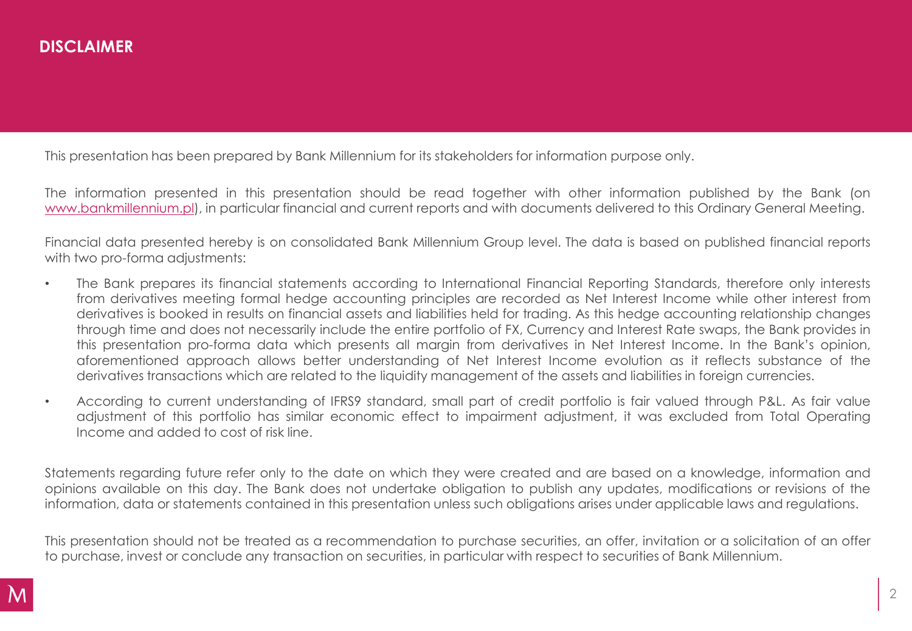# DISCLAIMER

This presentation has been prepared by Bank Millennium for its stakeholders for information purpose only.

The information presented in this presentation should be read together with other information published by the Bank (on www.bankmillennium.pl), in particular financial and current reports and with documents delivered to this Ordinary General Meeting.

Financial data presented hereby is on consolidated Bank Millennium Group level. The data is based on published financial reports with two pro-forma adjustments:

- The Bank prepares its financial statements according to International Financial Reporting Standards, therefore only interests from derivatives meeting formal hedge accounting principles are recorded as Net Interest Income while other interest from derivatives is booked in results on financial assets and liabilities held for trading. As this hedge accounting relationship changes through time and does not necessarily include the entire portfolio of FX, Currency and Interest Rate swaps, the Bank provides in this presentation pro-forma data which presents all margin from derivatives in Net Interest Income. In the Bank's opinion, aforementioned approach allows better understanding of Net Interest Income evolution as it reflects substance of the derivatives transactions which are related to the liquidity management of the assets and liabilities in foreign currencies.
- According to current understanding of IFRS9 standard, small part of credit portfolio is fair valued through P&L. As fair value adjustment of this portfolio has similar economic effect to impairment adjustment, it was excluded from Total Operating Income and added to cost of risk line.

Statements regarding future refer only to the date on which they were created and are based on a knowledge, information and opinions available on this day. The Bank does not undertake obligation to publish any updates, modifications or revisions of the information, data or statements contained in this presentation unless such obligations arises under applicable laws and regulations.

This presentation should not be treated as a recommendation to purchase securities, an offer, invitation or a solicitation of an offer to purchase, invest or conclude any transaction on securities, in particular with respect to securities of Bank Millennium.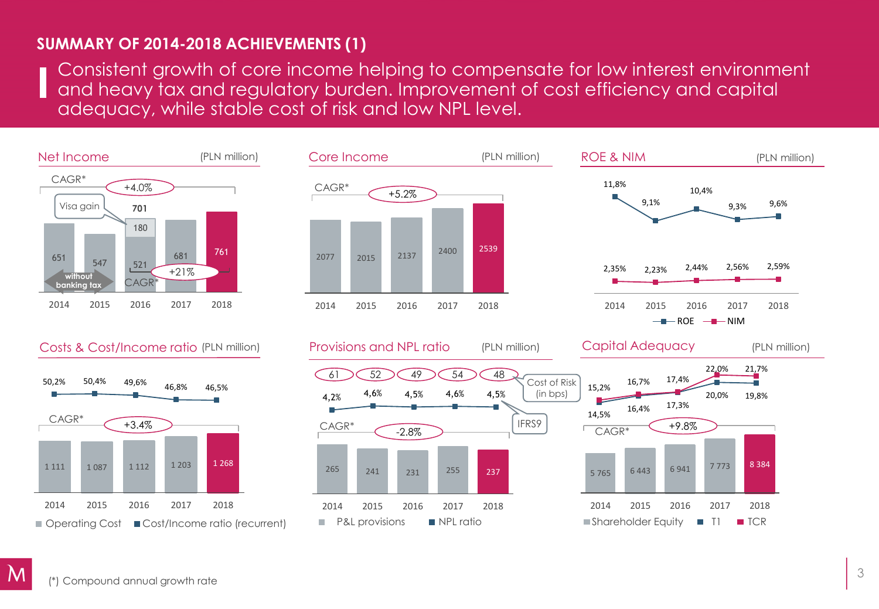## SUMMARY OF 2014-2018 ACHIEVEMENTS (1)

Consistent growth of core income helping to compensate for low interest environment and heavy tax and regulatory burden. Improvement of cost efficiency and capital adequacy, while stable cost of risk and low NPL level.

### Net Income (PLN million)

| | 2014 | 2015 | 2016 | 2017 | 2018 |
|---|---|---|---|---|---|
| Net Income | 651 | 547 | 521 (701 incl. Visa gain 180) | 681 | 761 |

CAGR*: +4.0%; CAGR* without banking tax: +21%

### Core Income (PLN million)

| | 2014 | 2015 | 2016 | 2017 | 2018 |
|---|---|---|---|---|---|
| Core Income | 2077 | 2015 | 2137 | 2400 | 2539 |

CAGR*: +5.2%

### ROE & NIM (PLN million)

| | 2014 | 2015 | 2016 | 2017 | 2018 |
|---|---|---|---|---|---|
| ROE | 11,8% | 9,1% | 10,4% | 9,3% | 9,6% |
| NIM | 2,35% | 2,23% | 2,44% | 2,56% | 2,59% |

### Costs & Cost/Income ratio (PLN million)

| | 2014 | 2015 | 2016 | 2017 | 2018 |
|---|---|---|---|---|---|
| Operating Cost | 1 111 | 1 087 | 1 112 | 1 203 | 1 268 |
| Cost/Income ratio (recurrent) | 50,2% | 50,4% | 49,6% | 46,8% | 46,5% |

CAGR*: +3.4%

### Provisions and NPL ratio (PLN million)

| | 2014 | 2015 | 2016 | 2017 | 2018 (IFRS9) |
|---|---|---|---|---|---|
| P&L provisions | 265 | 241 | 231 | 255 | 237 |
| NPL ratio | 4,2% | 4,6% | 4,5% | 4,6% | 4,5% |
| Cost of Risk (in bps) | 61 | 52 | 49 | 54 | 48 |

CAGR*: -2.8%

### Capital Adequacy (PLN million)

| | 2014 | 2015 | 2016 | 2017 | 2018 |
|---|---|---|---|---|---|
| Shareholder Equity | 5 765 | 6 443 | 6 941 | 7 773 | 8 384 |
| T1 | 14,5% | 16,4% | 17,3% | 20,0% | 19,8% |
| TCR | 15,2% | 16,7% | 17,4% | 22,0% | 21,7% |

CAGR*: +9.8%

(*) Compound annual growth rate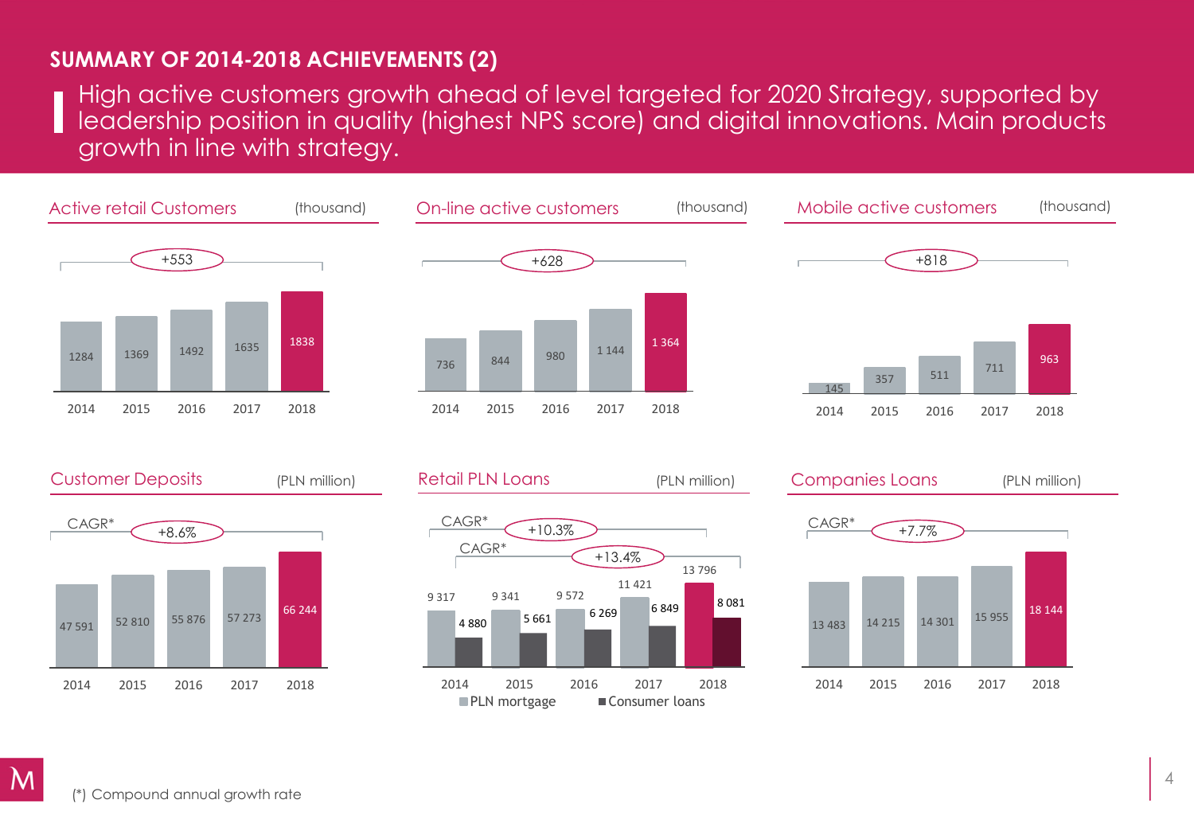## SUMMARY OF 2014-2018 ACHIEVEMENTS (2)

High active customers growth ahead of level targeted for 2020 Strategy, supported by leadership position in quality (highest NPS score) and digital innovations. Main products growth in line with strategy.

### Active retail Customers (thousand)

+553

| 2014 | 2015 | 2016 | 2017 | 2018 |
|---|---|---|---|---|
| 1284 | 1369 | 1492 | 1635 | 1838 |

### On-line active customers (thousand)

+628

| 2014 | 2015 | 2016 | 2017 | 2018 |
|---|---|---|---|---|
| 736 | 844 | 980 | 1 144 | 1 364 |

### Mobile active customers (thousand)

+818

| 2014 | 2015 | 2016 | 2017 | 2018 |
|---|---|---|---|---|
| 145 | 357 | 511 | 711 | 963 |

### Customer Deposits (PLN million)

CAGR* +8.6%

| 2014 | 2015 | 2016 | 2017 | 2018 |
|---|---|---|---|---|
| 47 591 | 52 810 | 55 876 | 57 273 | 66 244 |

### Retail PLN Loans (PLN million)

CAGR* +10.3% (PLN mortgage)
CAGR* +13.4% (Consumer loans)

| | 2014 | 2015 | 2016 | 2017 | 2018 |
|---|---|---|---|---|---|
| PLN mortgage | 9 317 | 9 341 | 9 572 | 11 421 | 13 796 |
| Consumer loans | 4 880 | 5 661 | 6 269 | 6 849 | 8 081 |

### Companies Loans (PLN million)

CAGR* +7.7%

| 2014 | 2015 | 2016 | 2017 | 2018 |
|---|---|---|---|---|
| 13 483 | 14 215 | 14 301 | 15 955 | 18 144 |

(*) Compound annual growth rate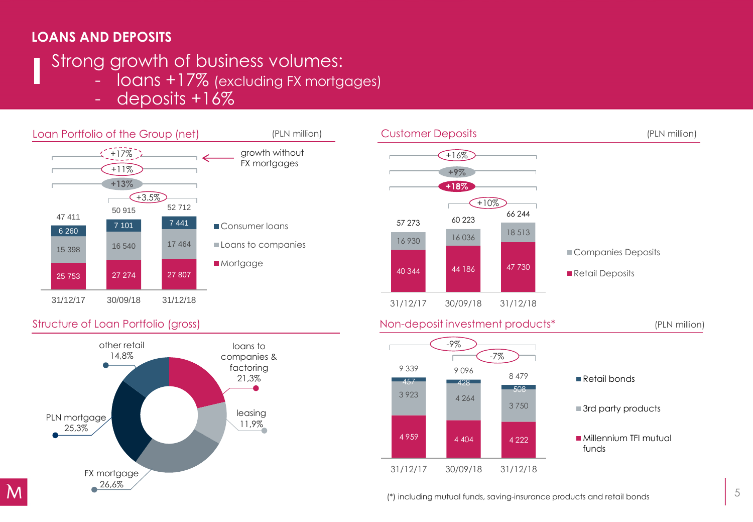# LOANS AND DEPOSITS

## Strong growth of business volumes:

- loans +17% (excluding FX mortgages)
- deposits +16%

### Loan Portfolio of the Group (net)

(PLN million)

| | 31/12/17 | 30/09/18 | 31/12/18 |
|---|---|---|---|
| Consumer loans | 6 260 | 7 101 | 7 441 |
| Loans to companies | 15 398 | 16 540 | 17 464 |
| Mortgage | 25 753 | 27 274 | 27 807 |
| Total | 47 411 | 50 915 | 52 712 |

Growth 31/12/17 – 31/12/18: +17% (growth without FX mortgages), +11%, +13%; 30/09/18 – 31/12/18: +3.5%

### Customer Deposits

(PLN million)

| | 31/12/17 | 30/09/18 | 31/12/18 |
|---|---|---|---|
| Companies Deposits | 16 930 | 16 036 | 18 513 |
| Retail Deposits | 40 344 | 44 186 | 47 730 |
| Total | 57 273 | 60 223 | 66 244 |

Growth 31/12/17 – 31/12/18: +16%, +9%, +18%; 30/09/18 – 31/12/18: +10%

### Structure of Loan Portfolio (gross)

| Category | Share |
|---|---|
| other retail | 14,8% |
| loans to companies & factoring | 21,3% |
| leasing | 11,9% |
| FX mortgage | 26,6% |
| PLN mortgage | 25,3% |

### Non-deposit investment products*

(PLN million)

| | 31/12/17 | 30/09/18 | 31/12/18 |
|---|---|---|---|
| Retail bonds | 457 | 428 | 508 |
| 3rd party products | 3 923 | 4 264 | 3 750 |
| Millennium TFI mutual funds | 4 959 | 4 404 | 4 222 |
| Total | 9 339 | 9 096 | 8 479 |

Growth 31/12/17 – 31/12/18: -9%; 30/09/18 – 31/12/18: -7%

(*) including mutual funds, saving-insurance products and retail bonds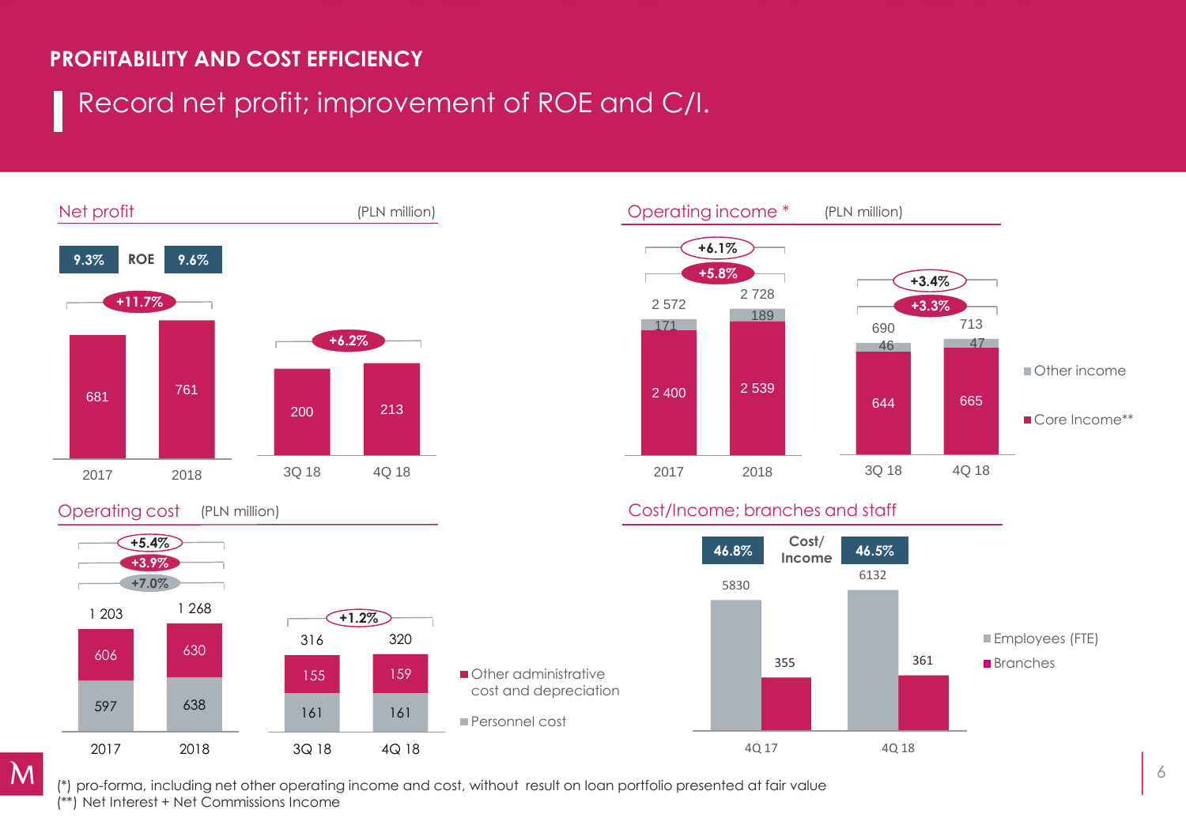## PROFITABILITY AND COST EFFICIENCY

# Record net profit; improvement of ROE and C/I.

### Net profit (PLN million)

| | 2017 | 2018 | 3Q 18 | 4Q 18 |
|---|---|---|---|---|
| Net profit | 681 | 761 | 200 | 213 |
| ROE | 9.3% | 9.6% | | |
| Change | | +11.7% | | +6.2% |

### Operating income * (PLN million)

| | 2017 | 2018 | 3Q 18 | 4Q 18 |
|---|---|---|---|---|
| Other income | 171 | 189 | 46 | 47 |
| Core Income** | 2 400 | 2 539 | 644 | 665 |
| Total | 2 572 | 2 728 | 690 | 713 |
| Change (total) | | +6.1% | | +3.4% |
| Change (core income) | | +5.8% | | +3.3% |

### Operating cost (PLN million)

| | 2017 | 2018 | 3Q 18 | 4Q 18 |
|---|---|---|---|---|
| Other administrative cost and depreciation | 606 | 630 | 155 | 159 |
| Personnel cost | 597 | 638 | 161 | 161 |
| Total | 1 203 | 1 268 | 316 | 320 |
| Change (total) | | +5.4% | | +1.2% |
| Change (other administrative cost and depreciation) | | +3.9% | | |
| Change (personnel cost) | | +7.0% | | |

### Cost/Income; branches and staff

| | 4Q 17 | 4Q 18 |
|---|---|---|
| Cost/Income | 46.8% | 46.5% |
| Employees (FTE) | 5830 | 6132 |
| Branches | 355 | 361 |

(*) pro-forma, including net other operating income and cost, without result on loan portfolio presented at fair value
(**) Net Interest + Net Commissions Income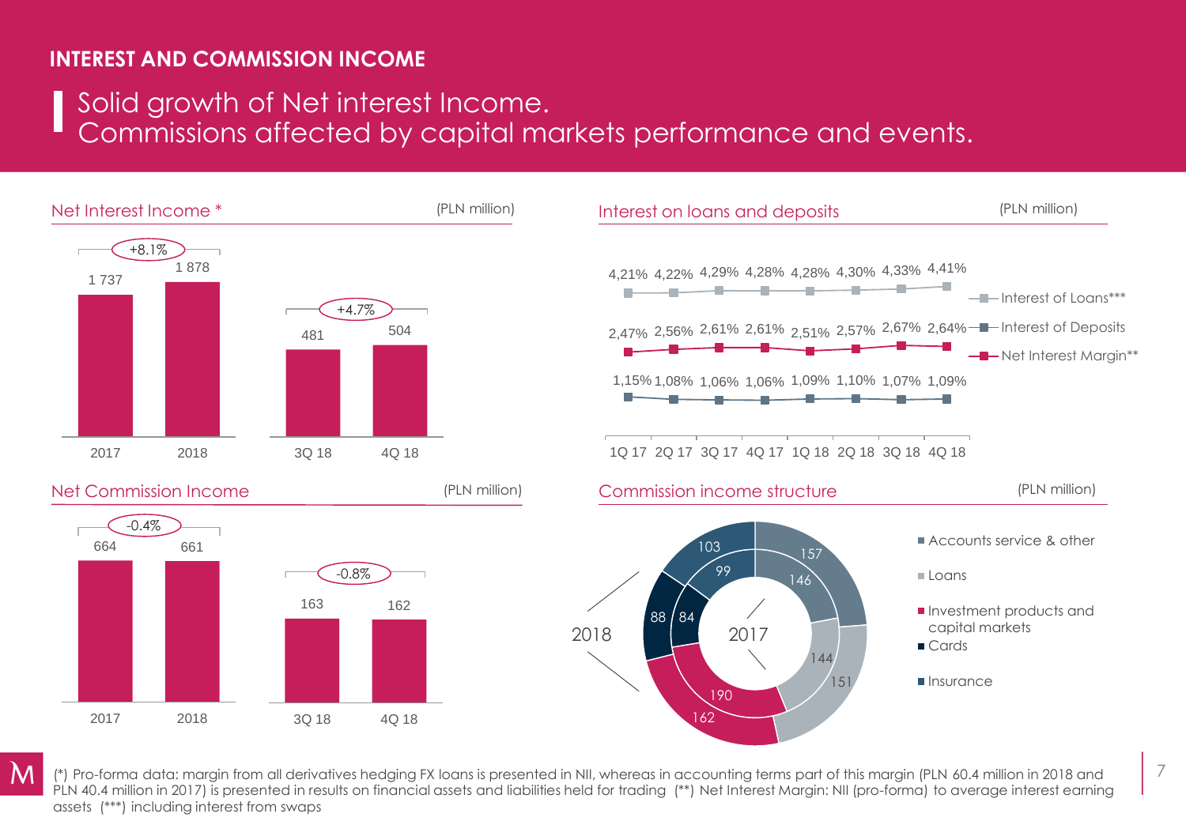## INTEREST AND COMMISSION INCOME

# Solid growth of Net interest Income.
# Commissions affected by capital markets performance and events.

### Net Interest Income * (PLN million)

| | 2017 | 2018 | Change |
|---|---|---|---|
| Net Interest Income | 1 737 | 1 878 | +8.1% |

| | 3Q 18 | 4Q 18 | Change |
|---|---|---|---|
| Net Interest Income | 481 | 504 | +4.7% |

### Interest on loans and deposits (PLN million)

| | 1Q 17 | 2Q 17 | 3Q 17 | 4Q 17 | 1Q 18 | 2Q 18 | 3Q 18 | 4Q 18 |
|---|---|---|---|---|---|---|---|---|
| Interest of Loans*** | 4,21% | 4,22% | 4,29% | 4,28% | 4,28% | 4,30% | 4,33% | 4,41% |
| Net Interest Margin** | 2,47% | 2,56% | 2,61% | 2,61% | 2,51% | 2,57% | 2,67% | 2,64% |
| Interest of Deposits | 1,15% | 1,08% | 1,06% | 1,06% | 1,09% | 1,10% | 1,07% | 1,09% |

### Net Commission Income (PLN million)

| | 2017 | 2018 | Change |
|---|---|---|---|
| Net Commission Income | 664 | 661 | -0.4% |

| | 3Q 18 | 4Q 18 | Change |
|---|---|---|---|
| Net Commission Income | 163 | 162 | -0.8% |

### Commission income structure (PLN million)

| | 2017 | 2018 |
|---|---|---|
| Accounts service & other | 146 | 157 |
| Loans | 144 | 151 |
| Investment products and capital markets | 190 | 162 |
| Cards | 84 | 88 |
| Insurance | 99 | 103 |

(*) Pro-forma data: margin from all derivatives hedging FX loans is presented in NII, whereas in accounting terms part of this margin (PLN 60.4 million in 2018 and PLN 40.4 million in 2017) is presented in results on financial assets and liabilities held for trading (**) Net Interest Margin: NII (pro-forma) to average interest earning assets (***) including interest from swaps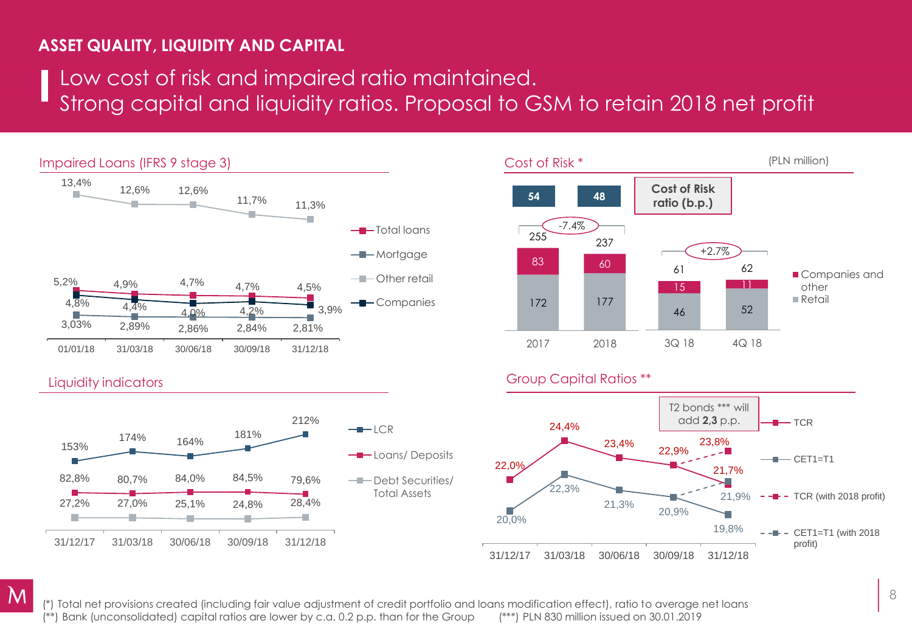## ASSET QUALITY, LIQUIDITY AND CAPITAL

# Low cost of risk and impaired ratio maintained. Strong capital and liquidity ratios. Proposal to GSM to retain 2018 net profit

### Impaired Loans (IFRS 9 stage 3)

| | 01/01/18 | 31/03/18 | 30/06/18 | 30/09/18 | 31/12/18 |
|---|---|---|---|---|---|
| Total loans | 5,2% | 4,9% | 4,7% | 4,7% | 4,5% |
| Mortgage | 3,03% | 2,89% | 2,86% | 2,84% | 2,81% |
| Other retail | 13,4% | 12,6% | 12,6% | 11,7% | 11,3% |
| Companies | 4,8% | 4,4% | 4,0% | 4,2% | 3,9% |

### Cost of Risk *

(PLN million)

| | 2017 | 2018 | 3Q 18 | 4Q 18 |
|---|---|---|---|---|
| Companies and other | 83 | 60 | 15 | 11 |
| Retail | 172 | 177 | 46 | 52 |
| Total | 255 | 237 | 61 | 62 |
| Cost of Risk ratio (b.p.) | 54 | 48 | | |

2017 → 2018: -7.4%; 3Q 18 → 4Q 18: +2.7%

### Liquidity indicators

| | 31/12/17 | 31/03/18 | 30/06/18 | 30/09/18 | 31/12/18 |
|---|---|---|---|---|---|
| LCR | 153% | 174% | 164% | 181% | 212% |
| Loans/ Deposits | 82,8% | 80,7% | 84,0% | 84,5% | 79,6% |
| Debt Securities/ Total Assets | 27,2% | 27,0% | 25,1% | 24,8% | 28,4% |

### Group Capital Ratios **

T2 bonds *** will add **2,3** p.p.

| | 31/12/17 | 31/03/18 | 30/06/18 | 30/09/18 | 31/12/18 |
|---|---|---|---|---|---|
| TCR | 22,0% | 24,4% | 23,4% | 22,9% | 21,7% |
| CET1=T1 | 20,0% | 22,3% | 21,3% | 20,9% | 19,8% |
| TCR (with 2018 profit) | | | | | 23,8% |
| CET1=T1 (with 2018 profit) | | | | | 21,9% |

(*) Total net provisions created (including fair value adjustment of credit portfolio and loans modification effect), ratio to average net loans
(**) Bank (unconsolidated) capital ratios are lower by c.a. 0.2 p.p. than for the Group (***) PLN 830 million issued on 30.01.2019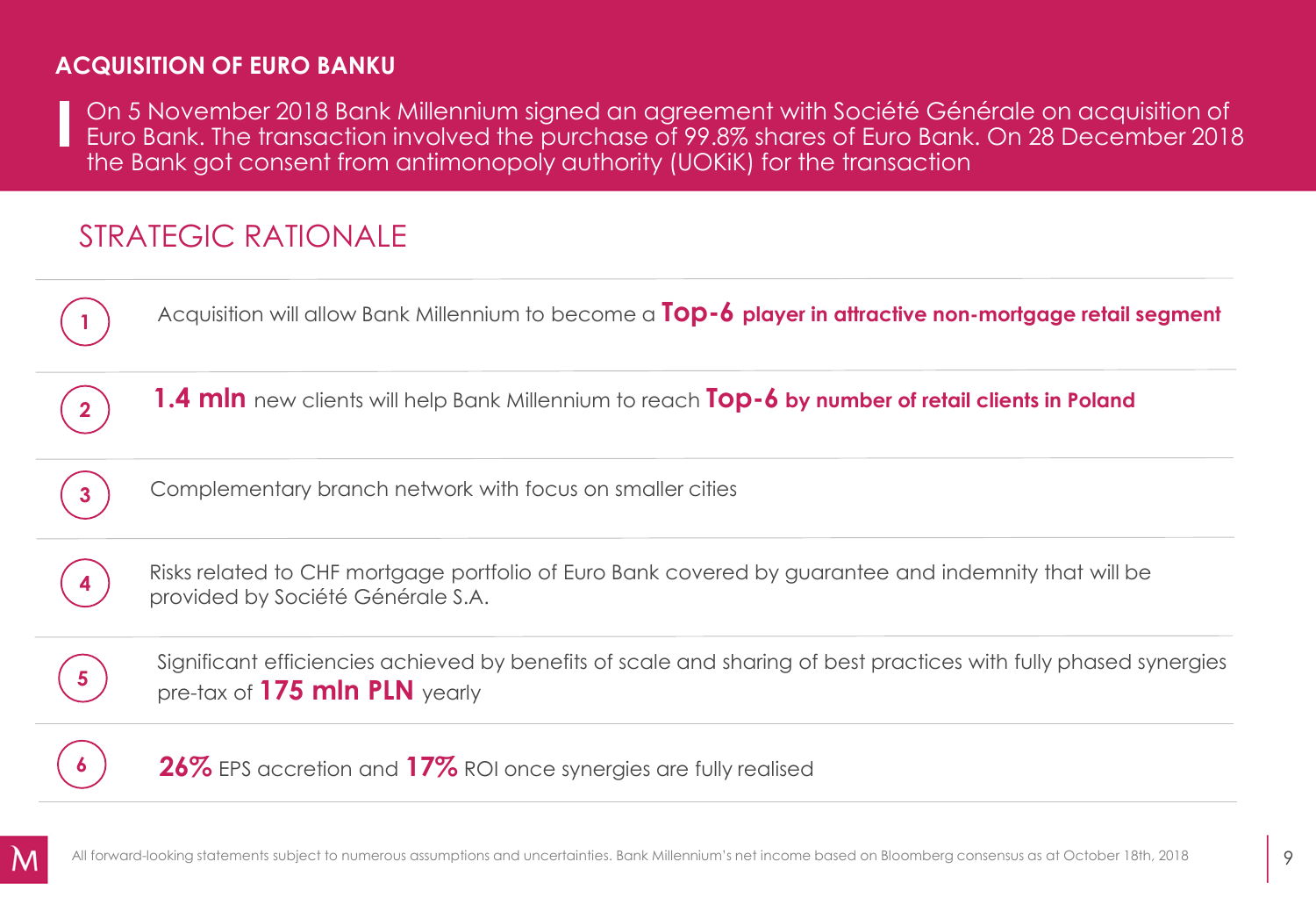## ACQUISITION OF EURO BANKU

On 5 November 2018 Bank Millennium signed an agreement with Société Générale on acquisition of Euro Bank. The transaction involved the purchase of 99.8% shares of Euro Bank. On 28 December 2018 the Bank got consent from antimonopoly authority (UOKiK) for the transaction

## STRATEGIC RATIONALE

1. Acquisition will allow Bank Millennium to become a **Top-6 player in attractive non-mortgage retail segment**
2. **1.4 mln** new clients will help Bank Millennium to reach **Top-6 by number of retail clients in Poland**
3. Complementary branch network with focus on smaller cities
4. Risks related to CHF mortgage portfolio of Euro Bank covered by guarantee and indemnity that will be provided by Société Générale S.A.
5. Significant efficiencies achieved by benefits of scale and sharing of best practices with fully phased synergies pre-tax of **175 mln PLN** yearly
6. **26%** EPS accretion and **17%** ROI once synergies are fully realised

All forward-looking statements subject to numerous assumptions and uncertainties. Bank Millennium's net income based on Bloomberg consensus as at October 18th, 2018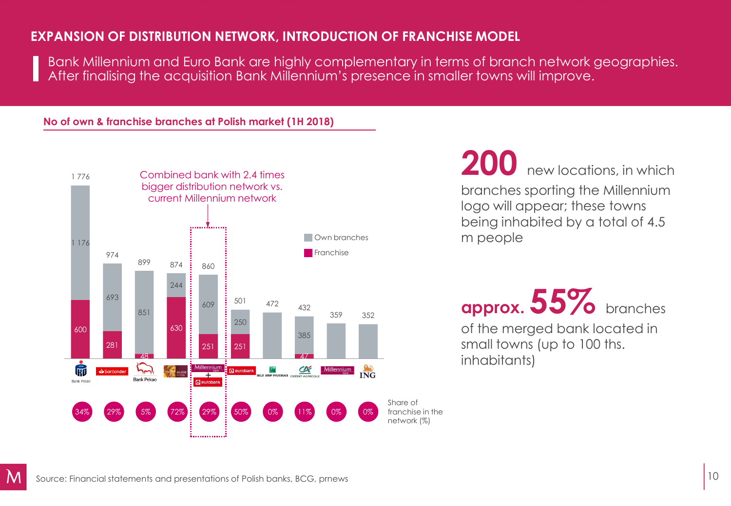# EXPANSION OF DISTRIBUTION NETWORK, INTRODUCTION OF FRANCHISE MODEL

Bank Millennium and Euro Bank are highly complementary in terms of branch network geographies. After finalising the acquisition Bank Millennium's presence in smaller towns will improve.

## No of own & franchise branches at Polish market (1H 2018)

Combined bank with 2.4 times bigger distribution network vs. current Millennium network

| Bank | Total | Own branches | Franchise | Share of franchise in the network (%) |
|---|---|---|---|---|
| Bank Polski | 1 776 | 1 176 | 600 | 34% |
| Santander | 974 | 693 | 281 | 29% |
| Bank Pekao | 899 | 851 | 48 | 5% |
| Alior Bank | 874 | 244 | 630 | 72% |
| Millennium + eurobank | 860 | 609 | 251 | 29% |
| eurobank | 501 | 250 | 251 | 50% |
| BGŻ BNP Paribas | 472 | | | 0% |
| Crédit Agricole | 432 | 385 | 47 | 11% |
| Millennium | 359 | | | 0% |
| ING | 352 | | | 0% |

**200** new locations, in which branches sporting the Millennium logo will appear; these towns being inhabited by a total of 4.5 m people

**approx. 55%** branches of the merged bank located in small towns (up to 100 ths. inhabitants)

Source: Financial statements and presentations of Polish banks, BCG, prnews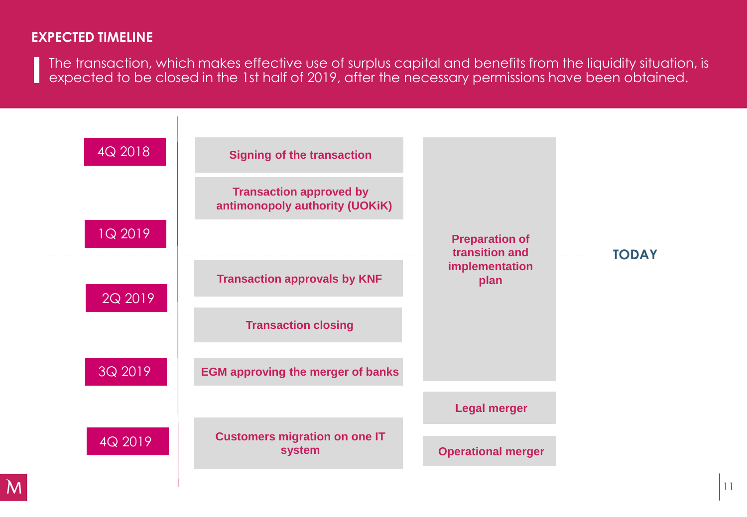## EXPECTED TIMELINE

The transaction, which makes effective use of surplus capital and benefits from the liquidity situation, is expected to be closed in the 1st half of 2019, after the necessary permissions have been obtained.

| Period | Milestones | Parallel activities |
|---|---|---|
| 4Q 2018 | Signing of the transaction | Preparation of transition and implementation plan |
| | Transaction approved by antimonopoly authority (UOKiK) | |
| 1Q 2019 | | |
| **TODAY** | | |
| 2Q 2019 | Transaction approvals by KNF | |
| | Transaction closing | |
| 3Q 2019 | EGM approving the merger of banks | |
| | | Legal merger |
| 4Q 2019 | Customers migration on one IT system | Operational merger |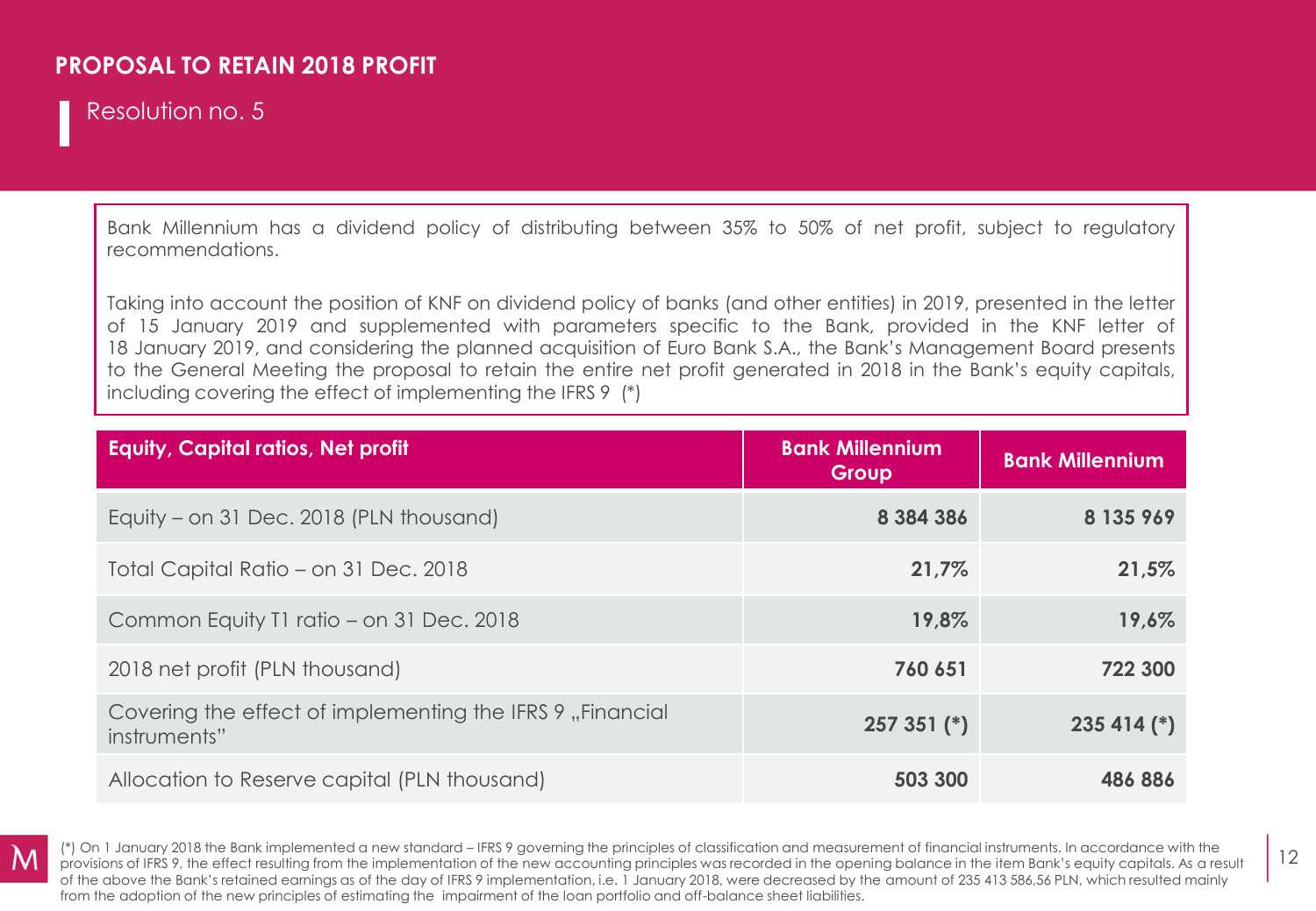# PROPOSAL TO RETAIN 2018 PROFIT

## Resolution no. 5

Bank Millennium has a dividend policy of distributing between 35% to 50% of net profit, subject to regulatory recommendations.

Taking into account the position of KNF on dividend policy of banks (and other entities) in 2019, presented in the letter of 15 January 2019 and supplemented with parameters specific to the Bank, provided in the KNF letter of 18 January 2019, and considering the planned acquisition of Euro Bank S.A., the Bank's Management Board presents to the General Meeting the proposal to retain the entire net profit generated in 2018 in the Bank's equity capitals, including covering the effect of implementing the IFRS 9 (*)

| Equity, Capital ratios, Net profit | Bank Millennium Group | Bank Millennium |
|---|---|---|
| Equity – on 31 Dec. 2018 (PLN thousand) | **8 384 386** | **8 135 969** |
| Total Capital Ratio – on 31 Dec. 2018 | **21,7%** | **21,5%** |
| Common Equity T1 ratio – on 31 Dec. 2018 | **19,8%** | **19,6%** |
| 2018 net profit (PLN thousand) | **760 651** | **722 300** |
| Covering the effect of implementing the IFRS 9 „Financial instruments" | **257 351 (*)** | **235 414 (*)** |
| Allocation to Reserve capital (PLN thousand) | **503 300** | **486 886** |

(*) On 1 January 2018 the Bank implemented a new standard – IFRS 9 governing the principles of classification and measurement of financial instruments. In accordance with the provisions of IFRS 9, the effect resulting from the implementation of the new accounting principles was recorded in the opening balance in the item Bank's equity capitals. As a result of the above the Bank's retained earnings as of the day of IFRS 9 implementation, i.e. 1 January 2018, were decreased by the amount of 235 413 586,56 PLN, which resulted mainly from the adoption of the new principles of estimating the impairment of the loan portfolio and off-balance sheet liabilities.